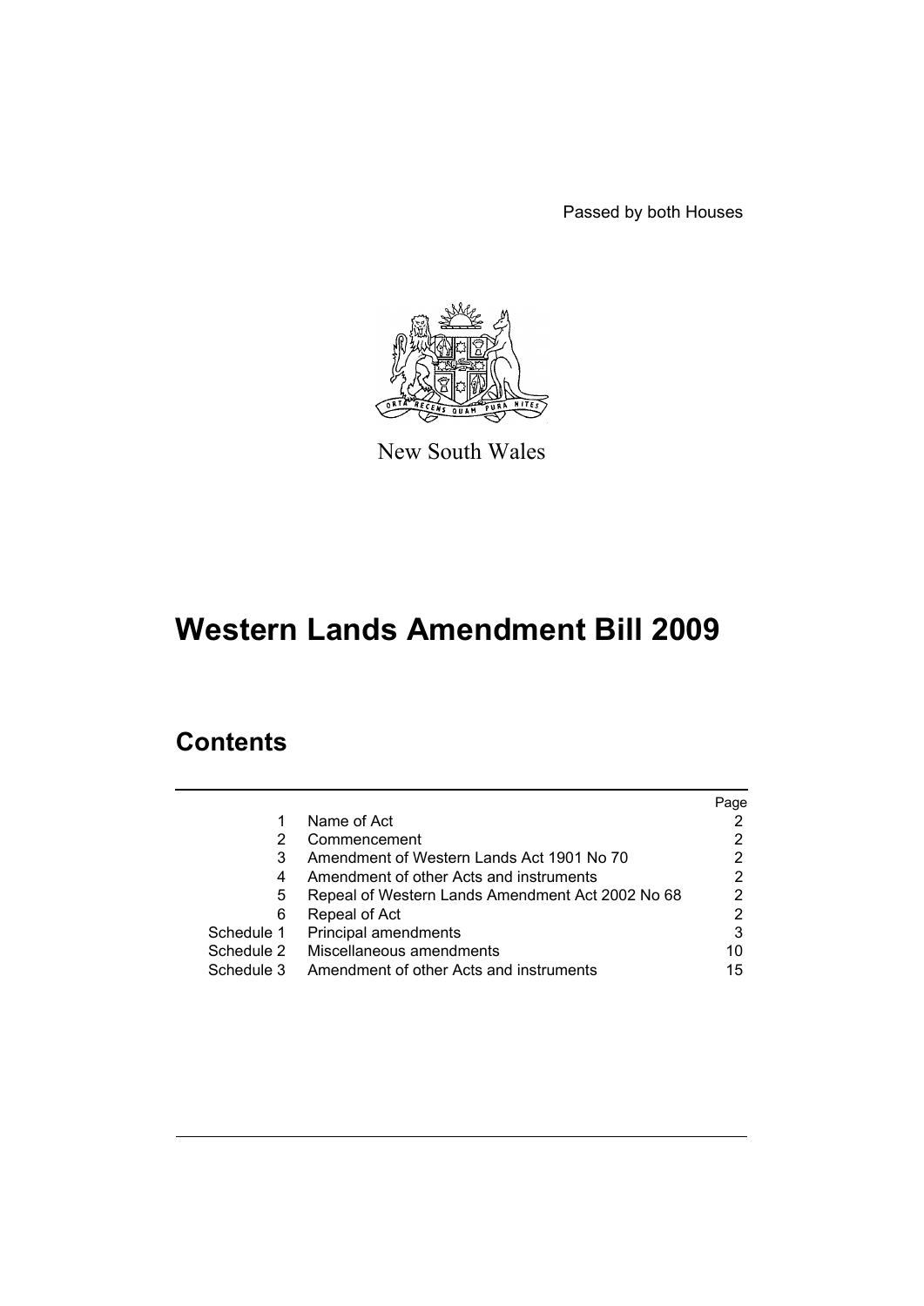Passed by both Houses

New South Wales

# Western Lands Amendment Bill 2009

## Contents

| | | Page |
|---|---|---|
| 1 | Name of Act | 2 |
| 2 | Commencement | 2 |
| 3 | Amendment of Western Lands Act 1901 No 70 | 2 |
| 4 | Amendment of other Acts and instruments | 2 |
| 5 | Repeal of Western Lands Amendment Act 2002 No 68 | 2 |
| 6 | Repeal of Act | 2 |
| Schedule 1 | Principal amendments | 3 |
| Schedule 2 | Miscellaneous amendments | 10 |
| Schedule 3 | Amendment of other Acts and instruments | 15 |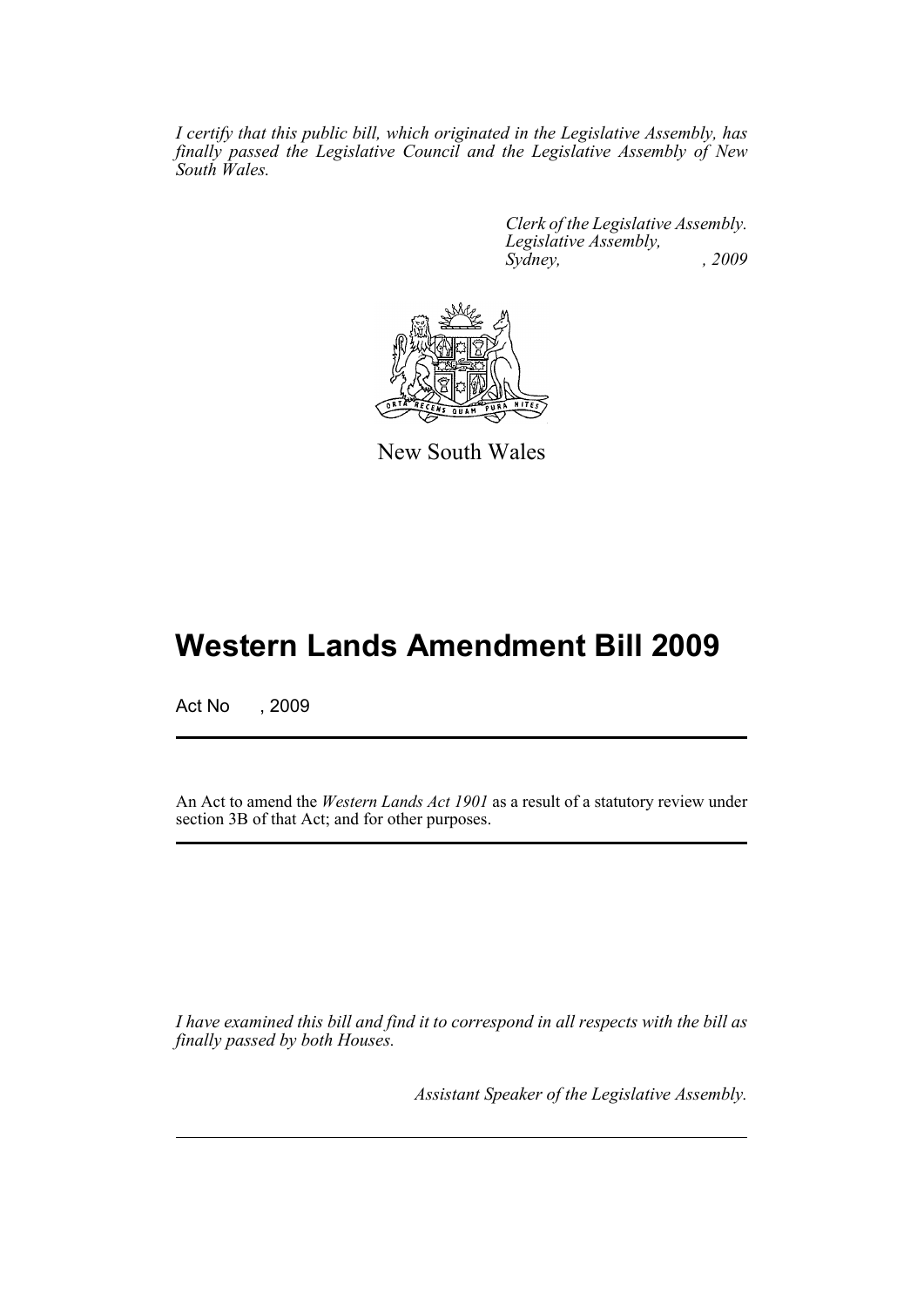*I certify that this public bill, which originated in the Legislative Assembly, has finally passed the Legislative Council and the Legislative Assembly of New South Wales.*

*Clerk of the Legislative Assembly.*
*Legislative Assembly,*
*Sydney, , 2009*

New South Wales

# Western Lands Amendment Bill 2009

Act No , 2009

An Act to amend the *Western Lands Act 1901* as a result of a statutory review under section 3B of that Act; and for other purposes.

*I have examined this bill and find it to correspond in all respects with the bill as finally passed by both Houses.*

*Assistant Speaker of the Legislative Assembly.*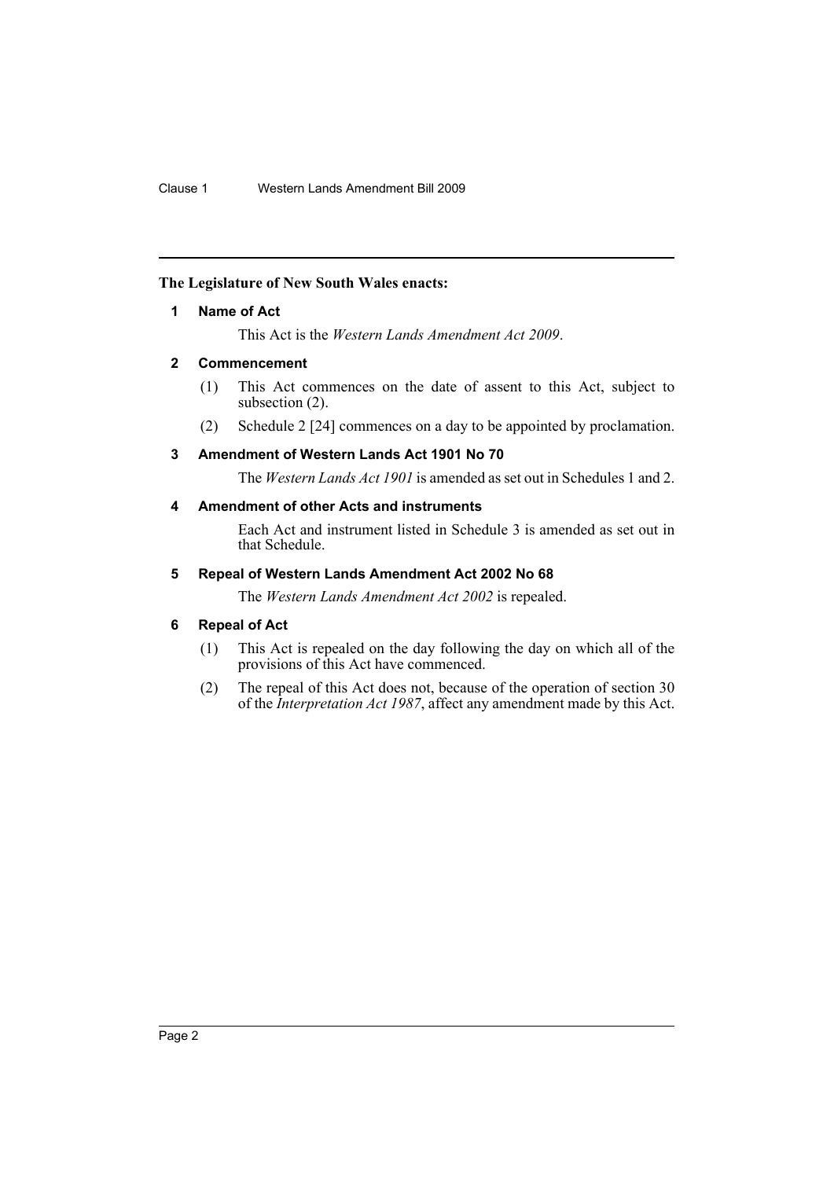**The Legislature of New South Wales enacts:**

## 1 Name of Act

This Act is the *Western Lands Amendment Act 2009*.

## 2 Commencement

(1) This Act commences on the date of assent to this Act, subject to subsection (2).

(2) Schedule 2 [24] commences on a day to be appointed by proclamation.

## 3 Amendment of Western Lands Act 1901 No 70

The *Western Lands Act 1901* is amended as set out in Schedules 1 and 2.

## 4 Amendment of other Acts and instruments

Each Act and instrument listed in Schedule 3 is amended as set out in that Schedule.

## 5 Repeal of Western Lands Amendment Act 2002 No 68

The *Western Lands Amendment Act 2002* is repealed.

## 6 Repeal of Act

(1) This Act is repealed on the day following the day on which all of the provisions of this Act have commenced.

(2) The repeal of this Act does not, because of the operation of section 30 of the *Interpretation Act 1987*, affect any amendment made by this Act.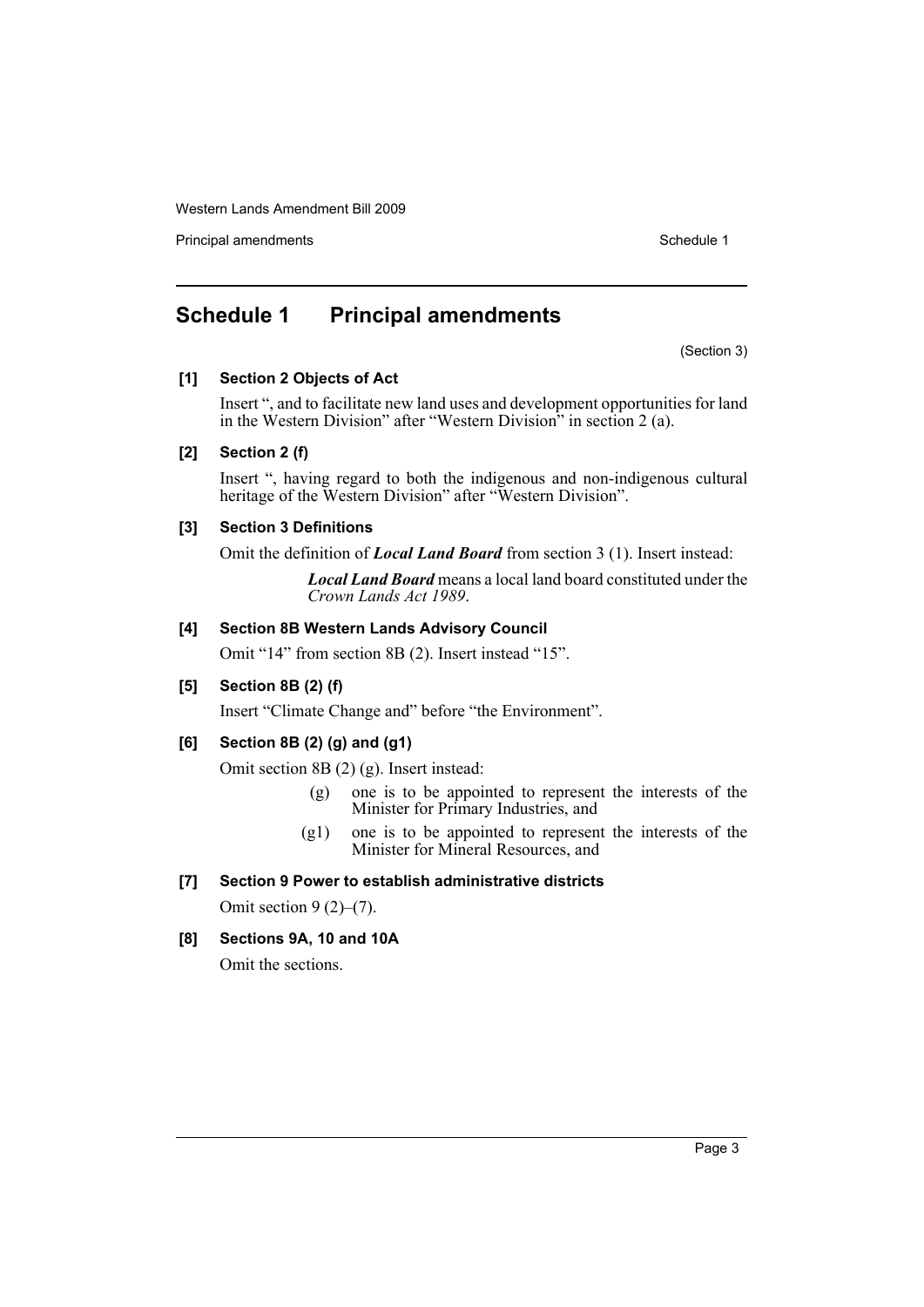# Schedule 1 Principal amendments

(Section 3)

**[1] Section 2 Objects of Act**

Insert ", and to facilitate new land uses and development opportunities for land in the Western Division" after "Western Division" in section 2 (a).

**[2] Section 2 (f)**

Insert ", having regard to both the indigenous and non-indigenous cultural heritage of the Western Division" after "Western Division".

**[3] Section 3 Definitions**

Omit the definition of ***Local Land Board*** from section 3 (1). Insert instead:

> ***Local Land Board*** means a local land board constituted under the *Crown Lands Act 1989*.

**[4] Section 8B Western Lands Advisory Council**

Omit "14" from section 8B (2). Insert instead "15".

**[5] Section 8B (2) (f)**

Insert "Climate Change and" before "the Environment".

**[6] Section 8B (2) (g) and (g1)**

Omit section 8B (2) (g). Insert instead:

> (g) one is to be appointed to represent the interests of the Minister for Primary Industries, and
>
> (g1) one is to be appointed to represent the interests of the Minister for Mineral Resources, and

**[7] Section 9 Power to establish administrative districts**

Omit section 9 (2)–(7).

**[8] Sections 9A, 10 and 10A**

Omit the sections.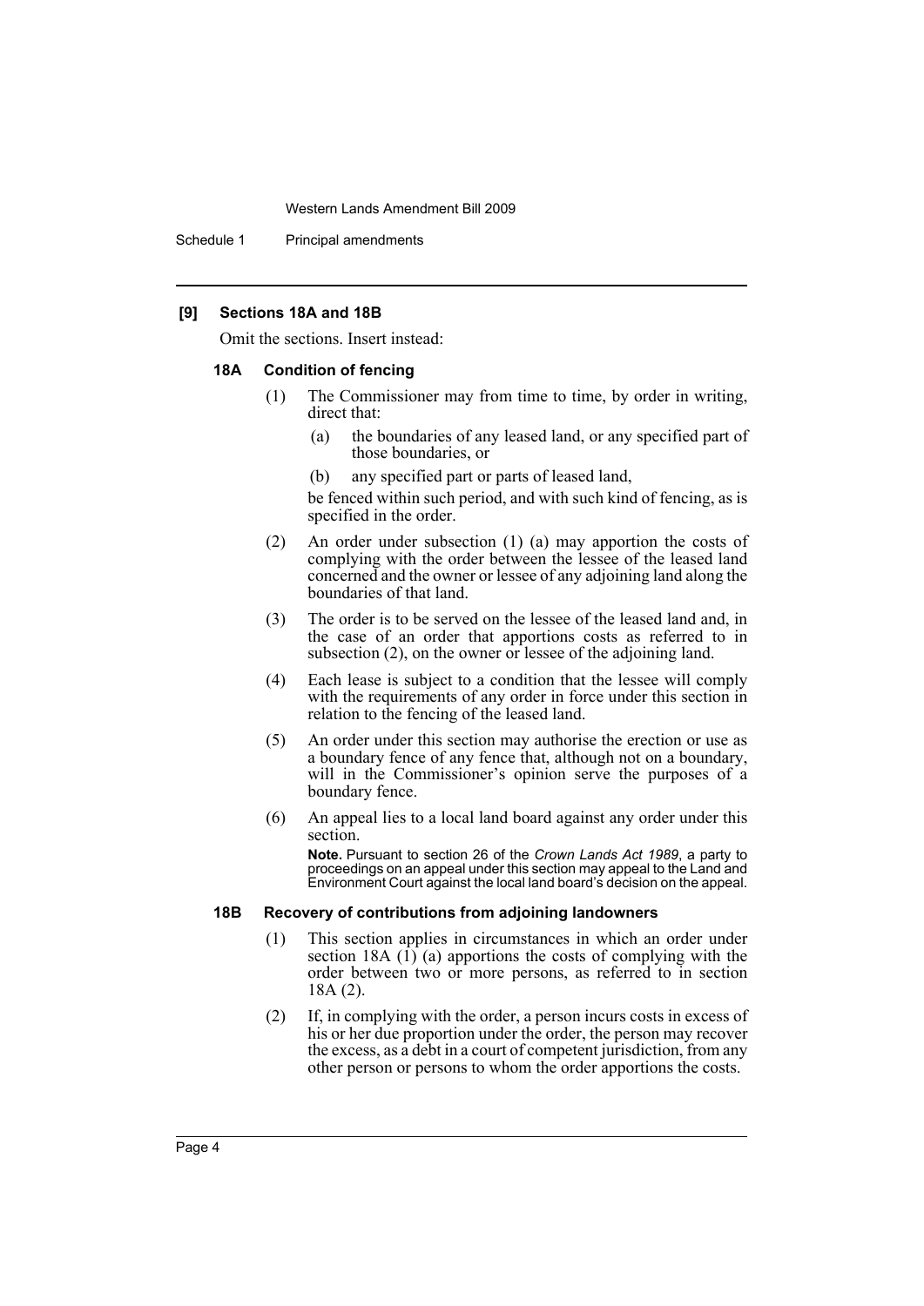### [9] Sections 18A and 18B

Omit the sections. Insert instead:

#### 18A Condition of fencing

(1) The Commissioner may from time to time, by order in writing, direct that:

- (a) the boundaries of any leased land, or any specified part of those boundaries, or
- (b) any specified part or parts of leased land,

be fenced within such period, and with such kind of fencing, as is specified in the order.

(2) An order under subsection (1) (a) may apportion the costs of complying with the order between the lessee of the leased land concerned and the owner or lessee of any adjoining land along the boundaries of that land.

(3) The order is to be served on the lessee of the leased land and, in the case of an order that apportions costs as referred to in subsection (2), on the owner or lessee of the adjoining land.

(4) Each lease is subject to a condition that the lessee will comply with the requirements of any order in force under this section in relation to the fencing of the leased land.

(5) An order under this section may authorise the erection or use as a boundary fence of any fence that, although not on a boundary, will in the Commissioner's opinion serve the purposes of a boundary fence.

(6) An appeal lies to a local land board against any order under this section.

**Note.** Pursuant to section 26 of the *Crown Lands Act 1989*, a party to proceedings on an appeal under this section may appeal to the Land and Environment Court against the local land board's decision on the appeal.

#### 18B Recovery of contributions from adjoining landowners

(1) This section applies in circumstances in which an order under section 18A (1) (a) apportions the costs of complying with the order between two or more persons, as referred to in section 18A (2).

(2) If, in complying with the order, a person incurs costs in excess of his or her due proportion under the order, the person may recover the excess, as a debt in a court of competent jurisdiction, from any other person or persons to whom the order apportions the costs.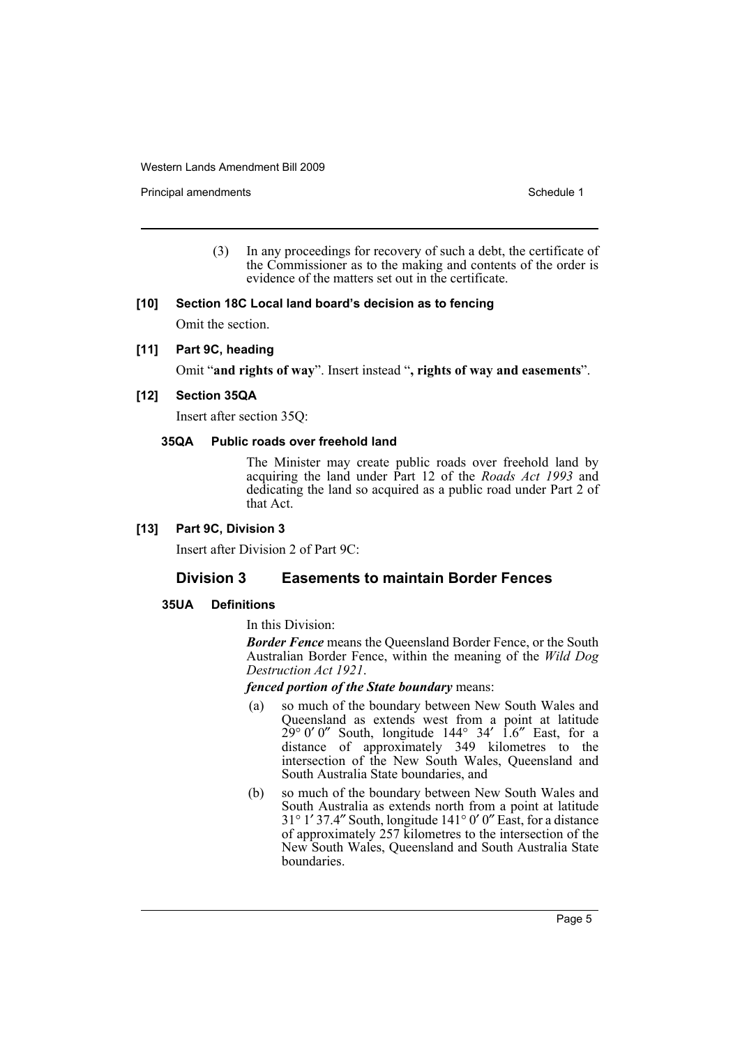(3) In any proceedings for recovery of such a debt, the certificate of the Commissioner as to the making and contents of the order is evidence of the matters set out in the certificate.

#### [10] Section 18C Local land board's decision as to fencing

Omit the section.

#### [11] Part 9C, heading

Omit "**and rights of way**". Insert instead "**, rights of way and easements**".

#### [12] Section 35QA

Insert after section 35Q:

##### 35QA Public roads over freehold land

The Minister may create public roads over freehold land by acquiring the land under Part 12 of the *Roads Act 1993* and dedicating the land so acquired as a public road under Part 2 of that Act.

#### [13] Part 9C, Division 3

Insert after Division 2 of Part 9C:

### Division 3 Easements to maintain Border Fences

##### 35UA Definitions

In this Division:

***Border Fence*** means the Queensland Border Fence, or the South Australian Border Fence, within the meaning of the *Wild Dog Destruction Act 1921*.

***fenced portion of the State boundary*** means:

(a) so much of the boundary between New South Wales and Queensland as extends west from a point at latitude 29° 0′ 0″ South, longitude 144° 34′ 1.6″ East, for a distance of approximately 349 kilometres to the intersection of the New South Wales, Queensland and South Australia State boundaries, and

(b) so much of the boundary between New South Wales and South Australia as extends north from a point at latitude 31° 1′ 37.4″ South, longitude 141° 0′ 0″ East, for a distance of approximately 257 kilometres to the intersection of the New South Wales, Queensland and South Australia State boundaries.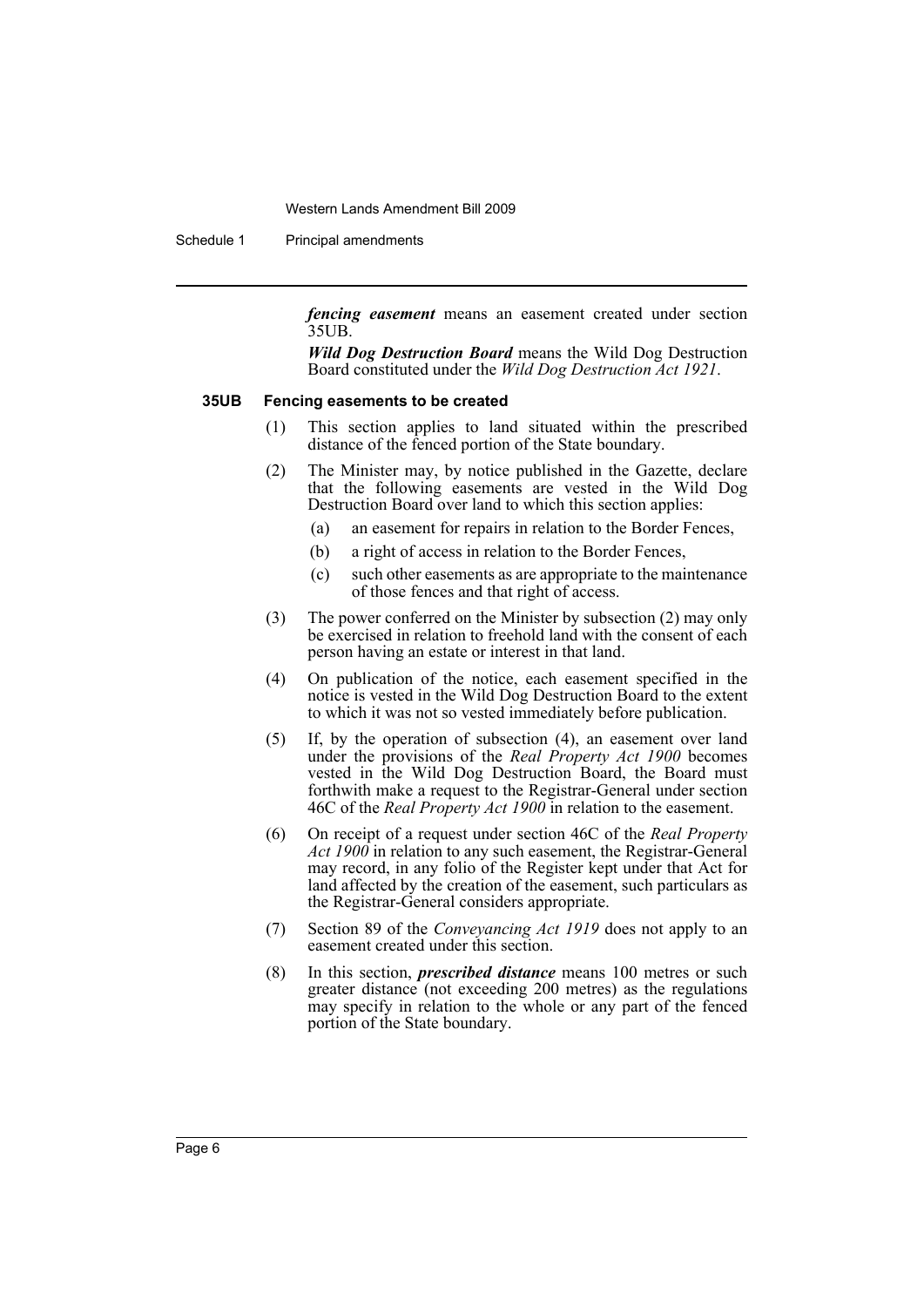***fencing easement*** means an easement created under section 35UB.

***Wild Dog Destruction Board*** means the Wild Dog Destruction Board constituted under the *Wild Dog Destruction Act 1921*.

**35UB Fencing easements to be created**

(1) This section applies to land situated within the prescribed distance of the fenced portion of the State boundary.

(2) The Minister may, by notice published in the Gazette, declare that the following easements are vested in the Wild Dog Destruction Board over land to which this section applies:

- (a) an easement for repairs in relation to the Border Fences,
- (b) a right of access in relation to the Border Fences,
- (c) such other easements as are appropriate to the maintenance of those fences and that right of access.

(3) The power conferred on the Minister by subsection (2) may only be exercised in relation to freehold land with the consent of each person having an estate or interest in that land.

(4) On publication of the notice, each easement specified in the notice is vested in the Wild Dog Destruction Board to the extent to which it was not so vested immediately before publication.

(5) If, by the operation of subsection (4), an easement over land under the provisions of the *Real Property Act 1900* becomes vested in the Wild Dog Destruction Board, the Board must forthwith make a request to the Registrar-General under section 46C of the *Real Property Act 1900* in relation to the easement.

(6) On receipt of a request under section 46C of the *Real Property Act 1900* in relation to any such easement, the Registrar-General may record, in any folio of the Register kept under that Act for land affected by the creation of the easement, such particulars as the Registrar-General considers appropriate.

(7) Section 89 of the *Conveyancing Act 1919* does not apply to an easement created under this section.

(8) In this section, ***prescribed distance*** means 100 metres or such greater distance (not exceeding 200 metres) as the regulations may specify in relation to the whole or any part of the fenced portion of the State boundary.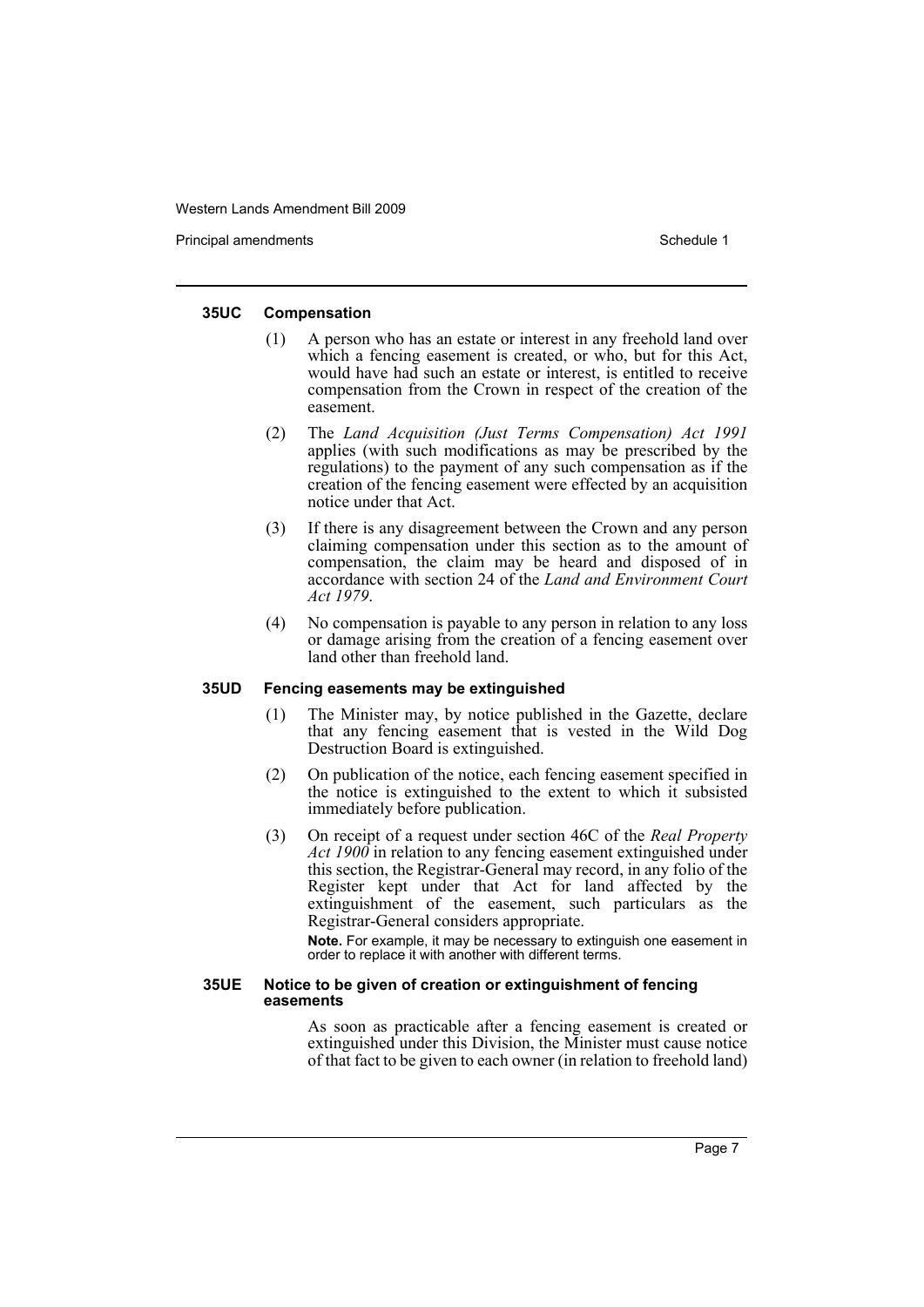#### 35UC Compensation

(1) A person who has an estate or interest in any freehold land over which a fencing easement is created, or who, but for this Act, would have had such an estate or interest, is entitled to receive compensation from the Crown in respect of the creation of the easement.

(2) The *Land Acquisition (Just Terms Compensation) Act 1991* applies (with such modifications as may be prescribed by the regulations) to the payment of any such compensation as if the creation of the fencing easement were effected by an acquisition notice under that Act.

(3) If there is any disagreement between the Crown and any person claiming compensation under this section as to the amount of compensation, the claim may be heard and disposed of in accordance with section 24 of the *Land and Environment Court Act 1979*.

(4) No compensation is payable to any person in relation to any loss or damage arising from the creation of a fencing easement over land other than freehold land.

#### 35UD Fencing easements may be extinguished

(1) The Minister may, by notice published in the Gazette, declare that any fencing easement that is vested in the Wild Dog Destruction Board is extinguished.

(2) On publication of the notice, each fencing easement specified in the notice is extinguished to the extent to which it subsisted immediately before publication.

(3) On receipt of a request under section 46C of the *Real Property Act 1900* in relation to any fencing easement extinguished under this section, the Registrar-General may record, in any folio of the Register kept under that Act for land affected by the extinguishment of the easement, such particulars as the Registrar-General considers appropriate.

**Note.** For example, it may be necessary to extinguish one easement in order to replace it with another with different terms.

#### 35UE Notice to be given of creation or extinguishment of fencing easements

As soon as practicable after a fencing easement is created or extinguished under this Division, the Minister must cause notice of that fact to be given to each owner (in relation to freehold land)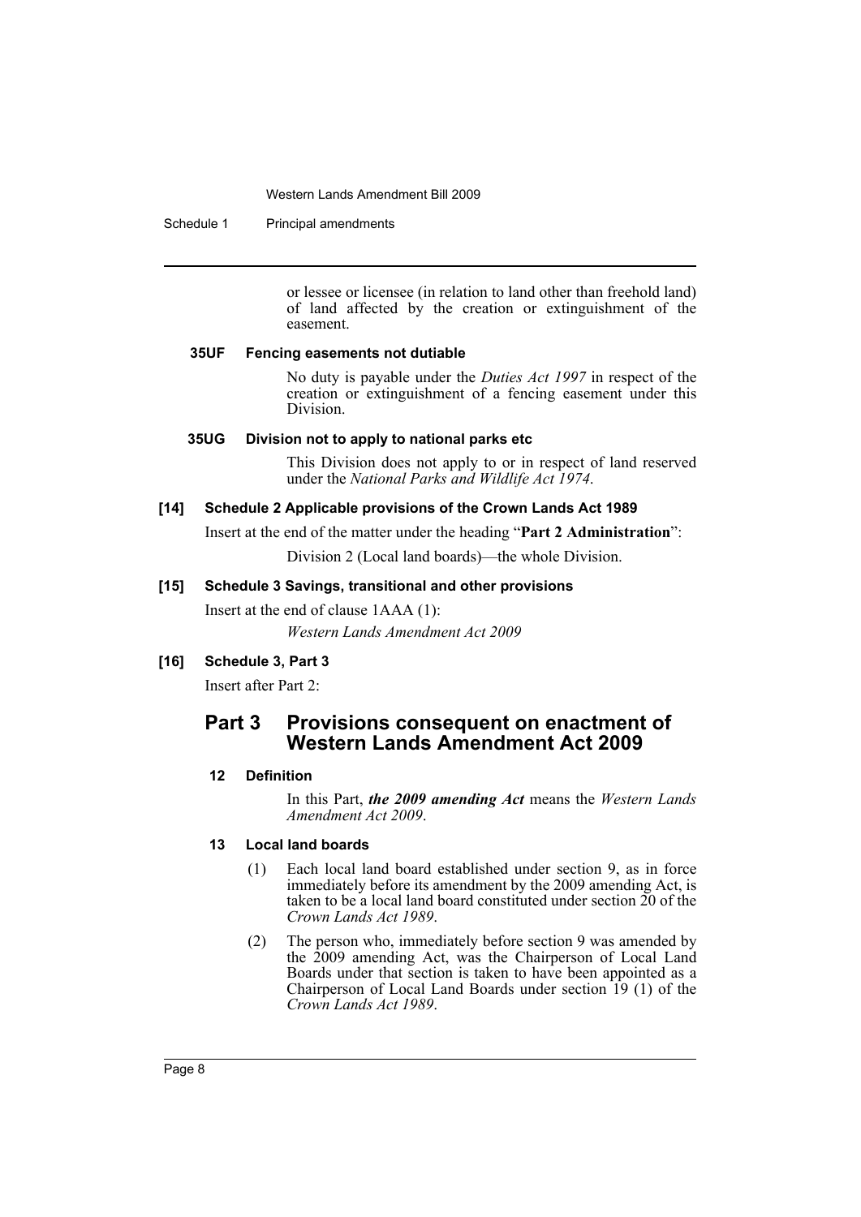or lessee or licensee (in relation to land other than freehold land) of land affected by the creation or extinguishment of the easement.

**35UF Fencing easements not dutiable**

No duty is payable under the *Duties Act 1997* in respect of the creation or extinguishment of a fencing easement under this Division.

**35UG Division not to apply to national parks etc**

This Division does not apply to or in respect of land reserved under the *National Parks and Wildlife Act 1974*.

**[14] Schedule 2 Applicable provisions of the Crown Lands Act 1989**

Insert at the end of the matter under the heading "**Part 2 Administration**":

Division 2 (Local land boards)—the whole Division.

**[15] Schedule 3 Savings, transitional and other provisions**

Insert at the end of clause 1AAA (1):

*Western Lands Amendment Act 2009*

**[16] Schedule 3, Part 3**

Insert after Part 2:

## Part 3 Provisions consequent on enactment of Western Lands Amendment Act 2009

**12 Definition**

In this Part, ***the 2009 amending Act*** means the *Western Lands Amendment Act 2009*.

**13 Local land boards**

(1) Each local land board established under section 9, as in force immediately before its amendment by the 2009 amending Act, is taken to be a local land board constituted under section 20 of the *Crown Lands Act 1989*.

(2) The person who, immediately before section 9 was amended by the 2009 amending Act, was the Chairperson of Local Land Boards under that section is taken to have been appointed as a Chairperson of Local Land Boards under section 19 (1) of the *Crown Lands Act 1989*.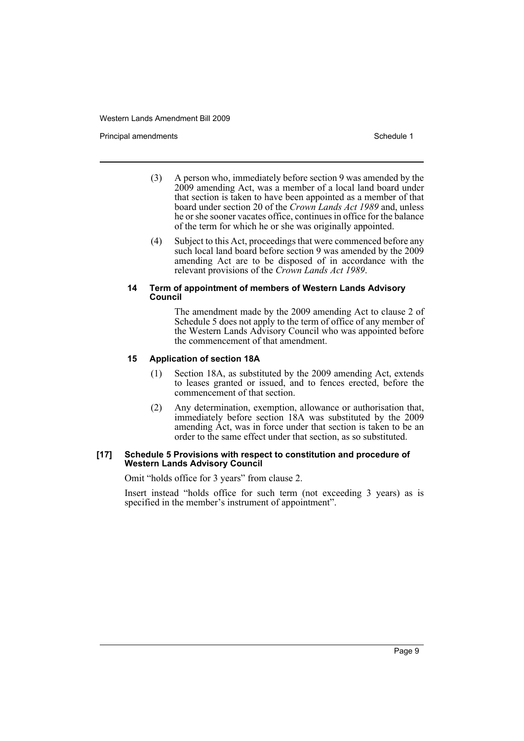(3) A person who, immediately before section 9 was amended by the 2009 amending Act, was a member of a local land board under that section is taken to have been appointed as a member of that board under section 20 of the *Crown Lands Act 1989* and, unless he or she sooner vacates office, continues in office for the balance of the term for which he or she was originally appointed.

(4) Subject to this Act, proceedings that were commenced before any such local land board before section 9 was amended by the 2009 amending Act are to be disposed of in accordance with the relevant provisions of the *Crown Lands Act 1989*.

#### 14 Term of appointment of members of Western Lands Advisory Council

The amendment made by the 2009 amending Act to clause 2 of Schedule 5 does not apply to the term of office of any member of the Western Lands Advisory Council who was appointed before the commencement of that amendment.

#### 15 Application of section 18A

(1) Section 18A, as substituted by the 2009 amending Act, extends to leases granted or issued, and to fences erected, before the commencement of that section.

(2) Any determination, exemption, allowance or authorisation that, immediately before section 18A was substituted by the 2009 amending Act, was in force under that section is taken to be an order to the same effect under that section, as so substituted.

#### [17] Schedule 5 Provisions with respect to constitution and procedure of Western Lands Advisory Council

Omit "holds office for 3 years" from clause 2.

Insert instead "holds office for such term (not exceeding 3 years) as is specified in the member's instrument of appointment".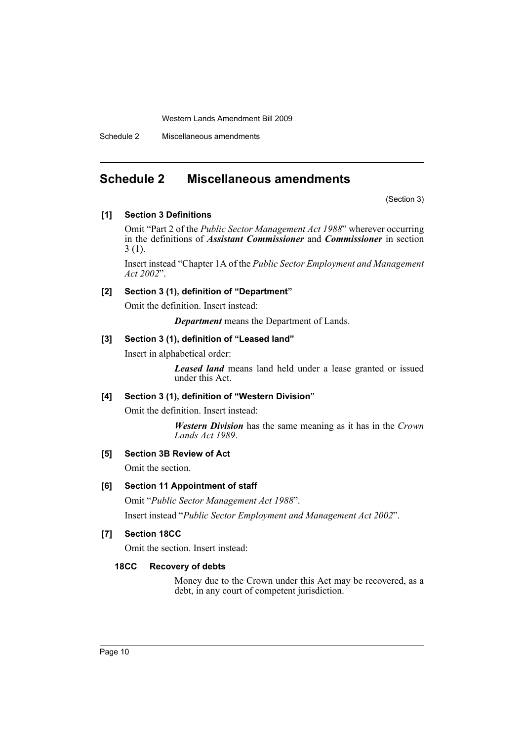## Schedule 2 Miscellaneous amendments

(Section 3)

### [1] Section 3 Definitions

Omit "Part 2 of the *Public Sector Management Act 1988*" wherever occurring in the definitions of ***Assistant Commissioner*** and ***Commissioner*** in section 3 (1).

Insert instead "Chapter 1A of the *Public Sector Employment and Management Act 2002*".

### [2] Section 3 (1), definition of "Department"

Omit the definition. Insert instead:

> ***Department*** means the Department of Lands.

### [3] Section 3 (1), definition of "Leased land"

Insert in alphabetical order:

> ***Leased land*** means land held under a lease granted or issued under this Act.

### [4] Section 3 (1), definition of "Western Division"

Omit the definition. Insert instead:

> ***Western Division*** has the same meaning as it has in the *Crown Lands Act 1989*.

### [5] Section 3B Review of Act

Omit the section.

### [6] Section 11 Appointment of staff

Omit "*Public Sector Management Act 1988*".

Insert instead "*Public Sector Employment and Management Act 2002*".

### [7] Section 18CC

Omit the section. Insert instead:

#### 18CC Recovery of debts

Money due to the Crown under this Act may be recovered, as a debt, in any court of competent jurisdiction.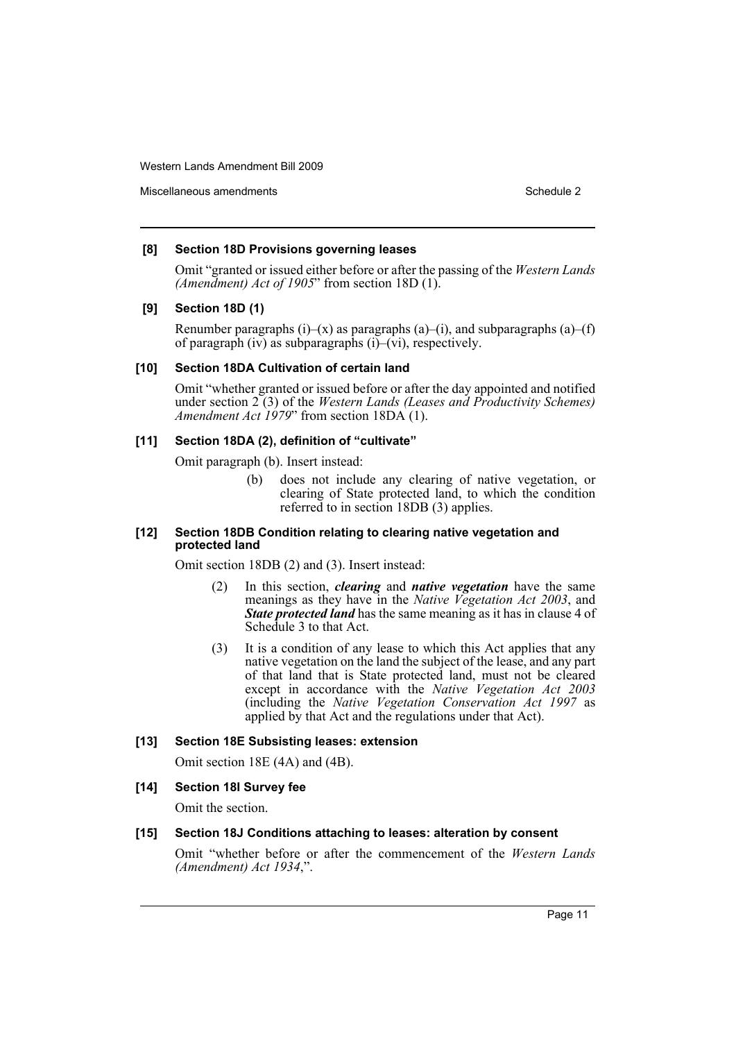### [8] Section 18D Provisions governing leases

Omit "granted or issued either before or after the passing of the *Western Lands (Amendment) Act of 1905*" from section 18D (1).

### [9] Section 18D (1)

Renumber paragraphs (i)–(x) as paragraphs (a)–(i), and subparagraphs (a)–(f) of paragraph (iv) as subparagraphs (i)–(vi), respectively.

### [10] Section 18DA Cultivation of certain land

Omit "whether granted or issued before or after the day appointed and notified under section 2 (3) of the *Western Lands (Leases and Productivity Schemes) Amendment Act 1979*" from section 18DA (1).

### [11] Section 18DA (2), definition of "cultivate"

Omit paragraph (b). Insert instead:

> (b) does not include any clearing of native vegetation, or clearing of State protected land, to which the condition referred to in section 18DB (3) applies.

### [12] Section 18DB Condition relating to clearing native vegetation and protected land

Omit section 18DB (2) and (3). Insert instead:

> (2) In this section, ***clearing*** and ***native vegetation*** have the same meanings as they have in the *Native Vegetation Act 2003*, and ***State protected land*** has the same meaning as it has in clause 4 of Schedule 3 to that Act.
>
> (3) It is a condition of any lease to which this Act applies that any native vegetation on the land the subject of the lease, and any part of that land that is State protected land, must not be cleared except in accordance with the *Native Vegetation Act 2003* (including the *Native Vegetation Conservation Act 1997* as applied by that Act and the regulations under that Act).

### [13] Section 18E Subsisting leases: extension

Omit section 18E (4A) and (4B).

### [14] Section 18I Survey fee

Omit the section.

### [15] Section 18J Conditions attaching to leases: alteration by consent

Omit "whether before or after the commencement of the *Western Lands (Amendment) Act 1934*,".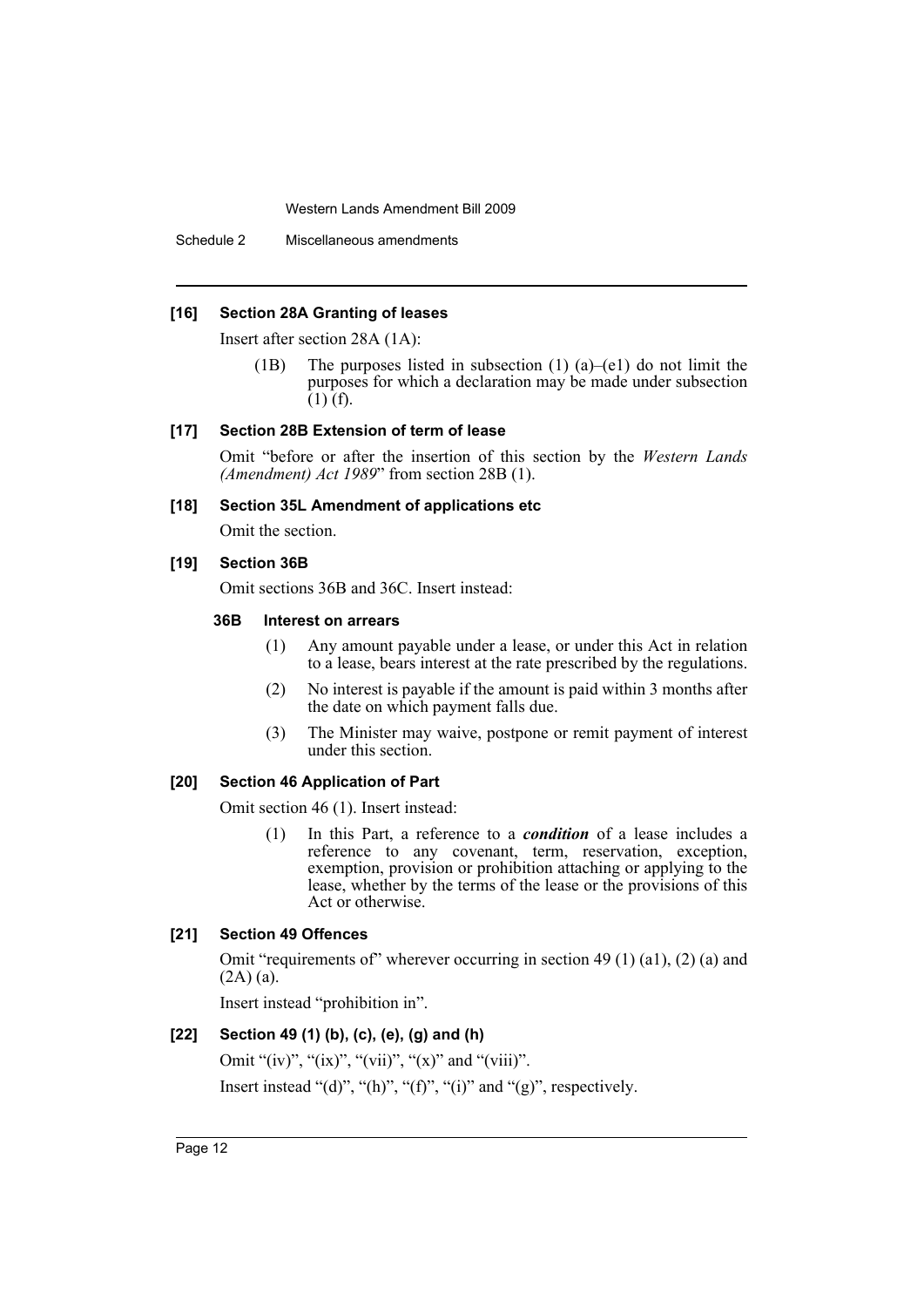#### [16] Section 28A Granting of leases

Insert after section 28A (1A):

(1B) The purposes listed in subsection (1) (a)–(e1) do not limit the purposes for which a declaration may be made under subsection (1) (f).

#### [17] Section 28B Extension of term of lease

Omit "before or after the insertion of this section by the *Western Lands (Amendment) Act 1989*" from section 28B (1).

#### [18] Section 35L Amendment of applications etc

Omit the section.

#### [19] Section 36B

Omit sections 36B and 36C. Insert instead:

**36B Interest on arrears**

(1) Any amount payable under a lease, or under this Act in relation to a lease, bears interest at the rate prescribed by the regulations.

(2) No interest is payable if the amount is paid within 3 months after the date on which payment falls due.

(3) The Minister may waive, postpone or remit payment of interest under this section.

#### [20] Section 46 Application of Part

Omit section 46 (1). Insert instead:

(1) In this Part, a reference to a ***condition*** of a lease includes a reference to any covenant, term, reservation, exception, exemption, provision or prohibition attaching or applying to the lease, whether by the terms of the lease or the provisions of this Act or otherwise.

#### [21] Section 49 Offences

Omit "requirements of" wherever occurring in section 49 (1) (a1), (2) (a) and (2A) (a).

Insert instead "prohibition in".

#### [22] Section 49 (1) (b), (c), (e), (g) and (h)

Omit "(iv)", "(ix)", "(vii)", "(x)" and "(viii)".

Insert instead "(d)", "(h)", "(f)", "(i)" and "(g)", respectively.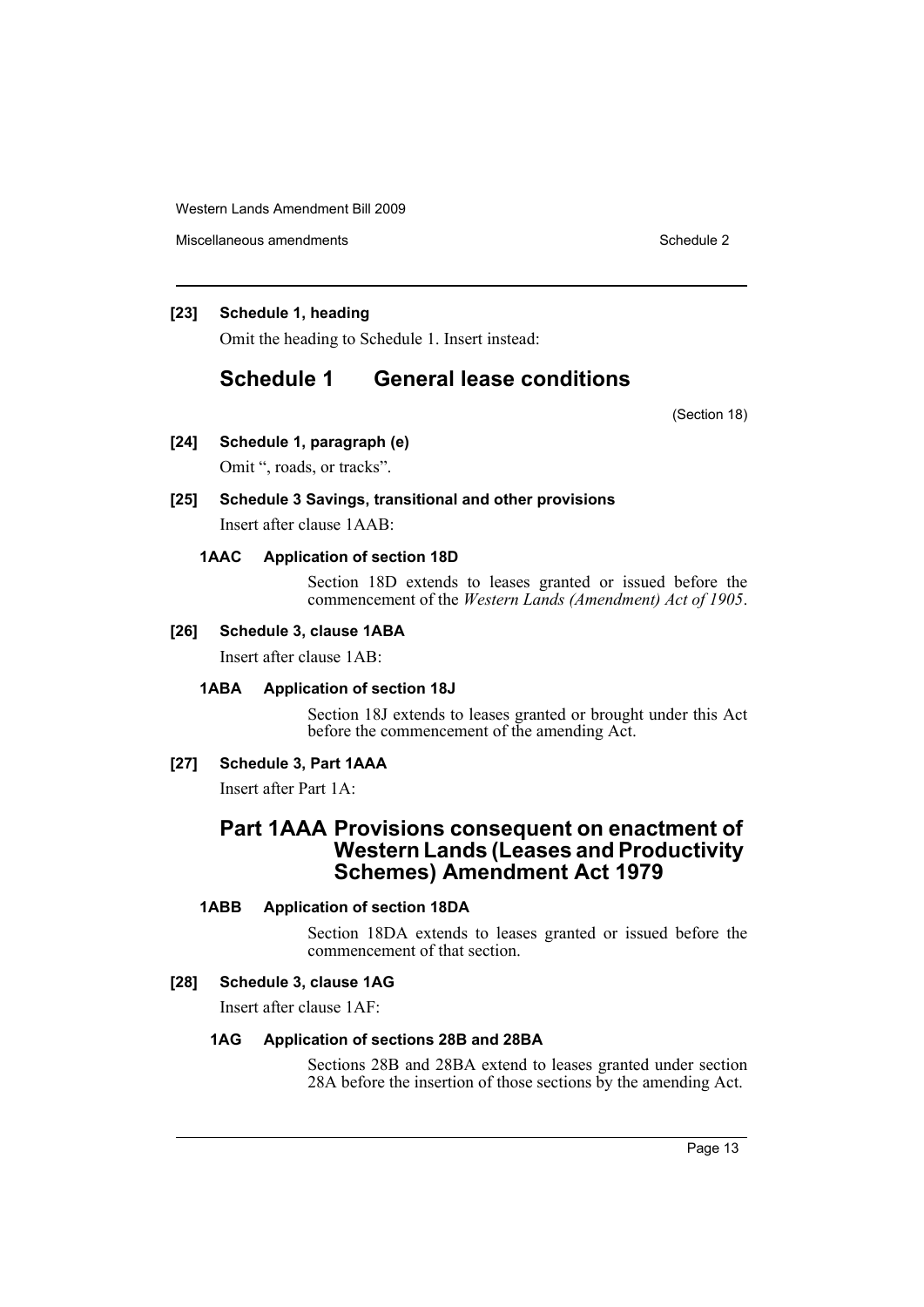**[23] Schedule 1, heading**

Omit the heading to Schedule 1. Insert instead:

# Schedule 1 General lease conditions

(Section 18)

**[24] Schedule 1, paragraph (e)**

Omit ", roads, or tracks".

**[25] Schedule 3 Savings, transitional and other provisions**

Insert after clause 1AAB:

### 1AAC Application of section 18D

Section 18D extends to leases granted or issued before the commencement of the *Western Lands (Amendment) Act of 1905*.

**[26] Schedule 3, clause 1ABA**

Insert after clause 1AB:

### 1ABA Application of section 18J

Section 18J extends to leases granted or brought under this Act before the commencement of the amending Act.

**[27] Schedule 3, Part 1AAA**

Insert after Part 1A:

## Part 1AAA Provisions consequent on enactment of Western Lands (Leases and Productivity Schemes) Amendment Act 1979

### 1ABB Application of section 18DA

Section 18DA extends to leases granted or issued before the commencement of that section.

**[28] Schedule 3, clause 1AG**

Insert after clause 1AF:

### 1AG Application of sections 28B and 28BA

Sections 28B and 28BA extend to leases granted under section 28A before the insertion of those sections by the amending Act.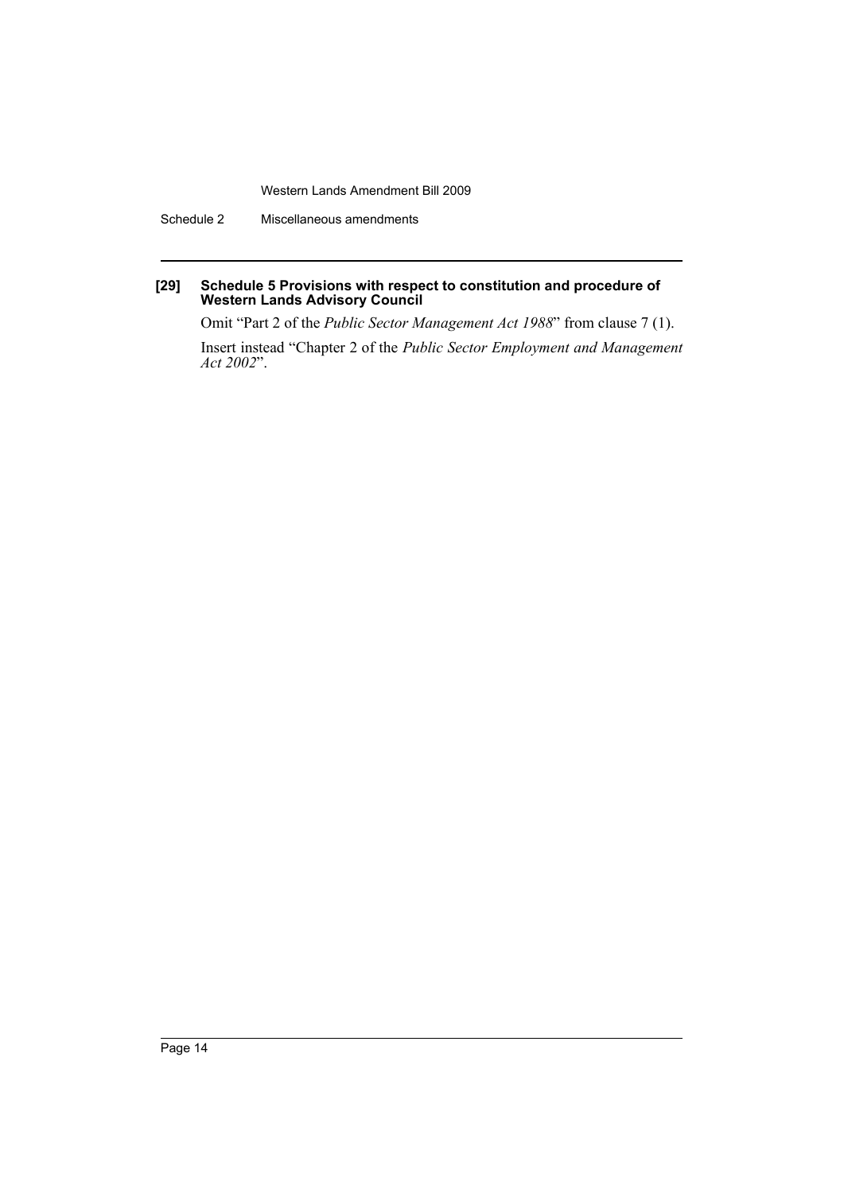#### [29] Schedule 5 Provisions with respect to constitution and procedure of Western Lands Advisory Council

Omit "Part 2 of the *Public Sector Management Act 1988*" from clause 7 (1).

Insert instead "Chapter 2 of the *Public Sector Employment and Management Act 2002*".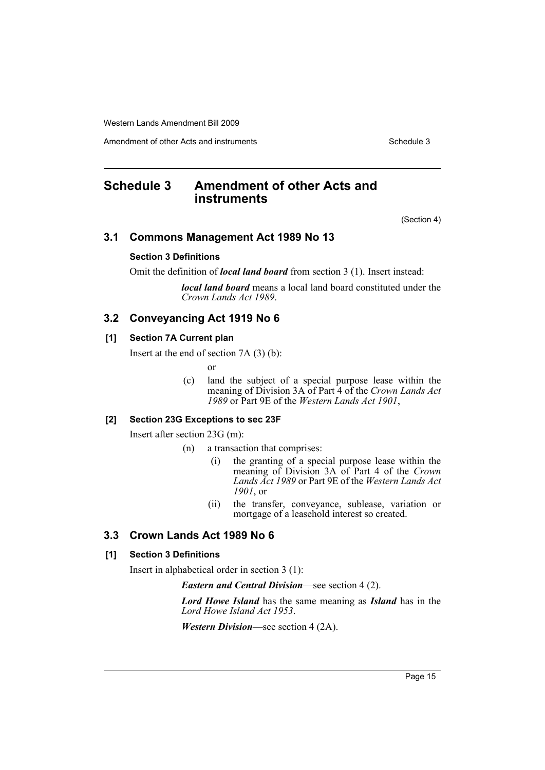# Schedule 3 Amendment of other Acts and instruments

(Section 4)

## 3.1 Commons Management Act 1989 No 13

### Section 3 Definitions

Omit the definition of ***local land board*** from section 3 (1). Insert instead:

> ***local land board*** means a local land board constituted under the *Crown Lands Act 1989*.

## 3.2 Conveyancing Act 1919 No 6

### [1] Section 7A Current plan

Insert at the end of section 7A (3) (b):

> or
>
> (c) land the subject of a special purpose lease within the meaning of Division 3A of Part 4 of the *Crown Lands Act 1989* or Part 9E of the *Western Lands Act 1901*,

### [2] Section 23G Exceptions to sec 23F

Insert after section 23G (m):

> (n) a transaction that comprises:
>
> (i) the granting of a special purpose lease within the meaning of Division 3A of Part 4 of the *Crown Lands Act 1989* or Part 9E of the *Western Lands Act 1901*, or
>
> (ii) the transfer, conveyance, sublease, variation or mortgage of a leasehold interest so created.

## 3.3 Crown Lands Act 1989 No 6

### [1] Section 3 Definitions

Insert in alphabetical order in section 3 (1):

> ***Eastern and Central Division***—see section 4 (2).
>
> ***Lord Howe Island*** has the same meaning as ***Island*** has in the *Lord Howe Island Act 1953*.
>
> ***Western Division***—see section 4 (2A).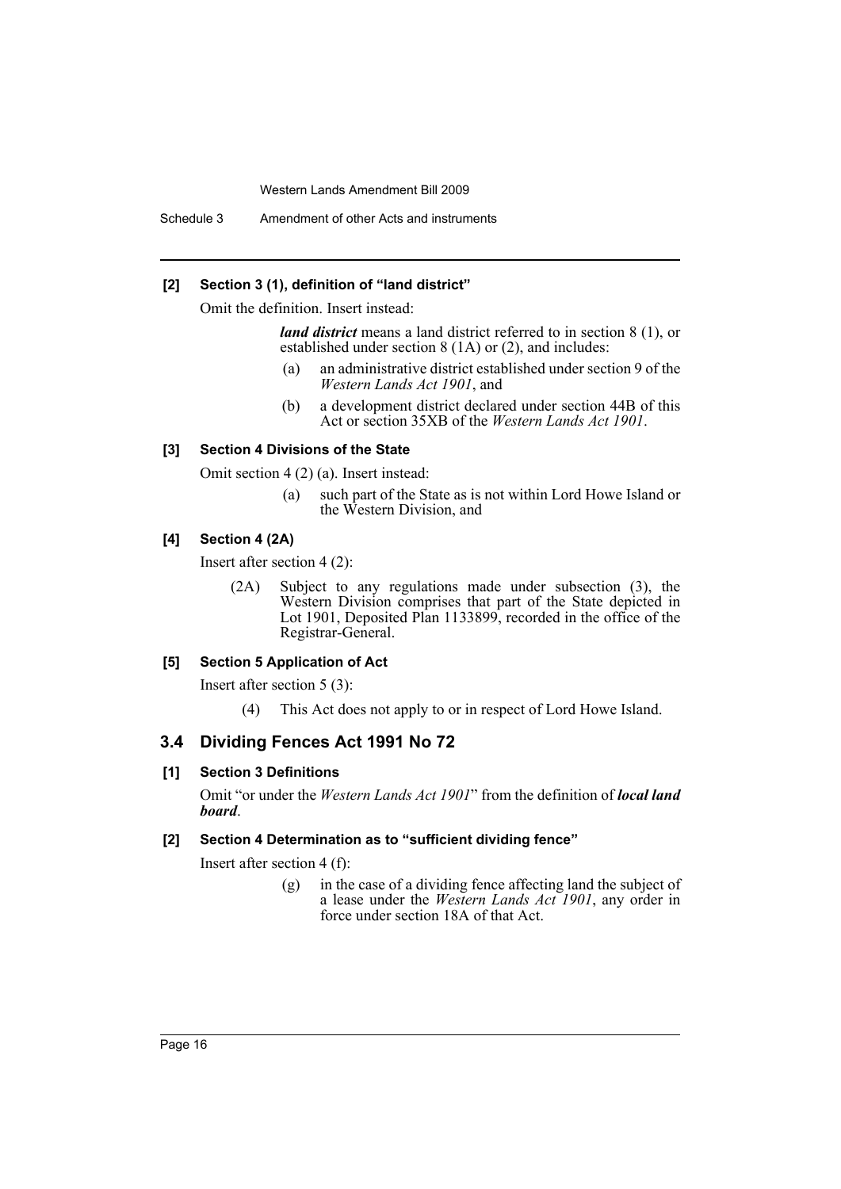#### [2] Section 3 (1), definition of "land district"

Omit the definition. Insert instead:

> ***land district*** means a land district referred to in section 8 (1), or established under section 8 (1A) or (2), and includes:
>
> (a) an administrative district established under section 9 of the *Western Lands Act 1901*, and
>
> (b) a development district declared under section 44B of this Act or section 35XB of the *Western Lands Act 1901*.

#### [3] Section 4 Divisions of the State

Omit section 4 (2) (a). Insert instead:

> (a) such part of the State as is not within Lord Howe Island or the Western Division, and

#### [4] Section 4 (2A)

Insert after section 4 (2):

> (2A) Subject to any regulations made under subsection (3), the Western Division comprises that part of the State depicted in Lot 1901, Deposited Plan 1133899, recorded in the office of the Registrar-General.

#### [5] Section 5 Application of Act

Insert after section 5 (3):

> (4) This Act does not apply to or in respect of Lord Howe Island.

### 3.4 Dividing Fences Act 1991 No 72

#### [1] Section 3 Definitions

Omit "or under the *Western Lands Act 1901*" from the definition of ***local land board***.

#### [2] Section 4 Determination as to "sufficient dividing fence"

Insert after section 4 (f):

> (g) in the case of a dividing fence affecting land the subject of a lease under the *Western Lands Act 1901*, any order in force under section 18A of that Act.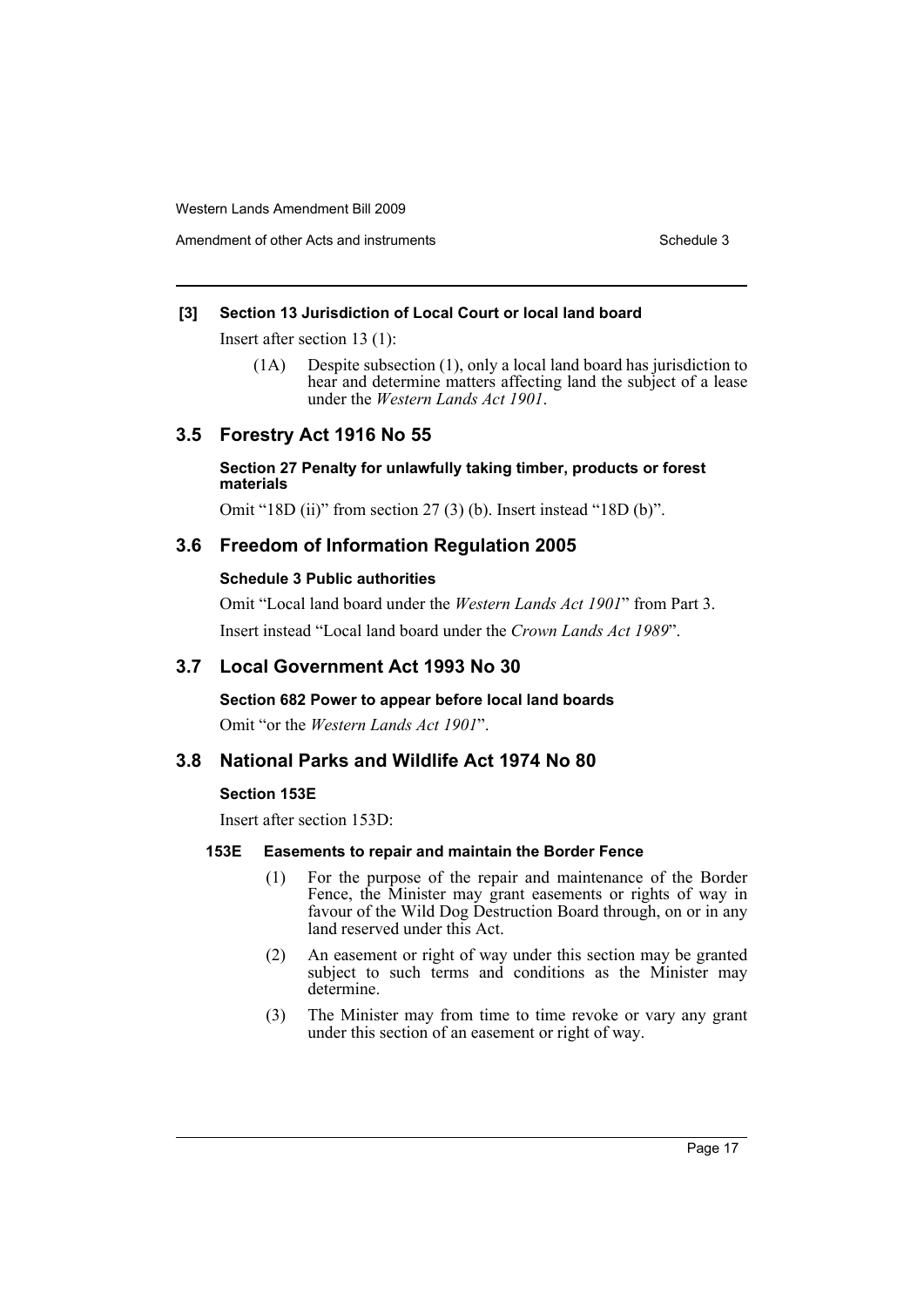#### [3] Section 13 Jurisdiction of Local Court or local land board

Insert after section 13 (1):

(1A) Despite subsection (1), only a local land board has jurisdiction to hear and determine matters affecting land the subject of a lease under the *Western Lands Act 1901*.

## 3.5 Forestry Act 1916 No 55

#### Section 27 Penalty for unlawfully taking timber, products or forest materials

Omit "18D (ii)" from section 27 (3) (b). Insert instead "18D (b)".

## 3.6 Freedom of Information Regulation 2005

#### Schedule 3 Public authorities

Omit "Local land board under the *Western Lands Act 1901*" from Part 3.

Insert instead "Local land board under the *Crown Lands Act 1989*".

## 3.7 Local Government Act 1993 No 30

#### Section 682 Power to appear before local land boards

Omit "or the *Western Lands Act 1901*".

## 3.8 National Parks and Wildlife Act 1974 No 80

#### Section 153E

Insert after section 153D:

**153E Easements to repair and maintain the Border Fence**

(1) For the purpose of the repair and maintenance of the Border Fence, the Minister may grant easements or rights of way in favour of the Wild Dog Destruction Board through, on or in any land reserved under this Act.

(2) An easement or right of way under this section may be granted subject to such terms and conditions as the Minister may determine.

(3) The Minister may from time to time revoke or vary any grant under this section of an easement or right of way.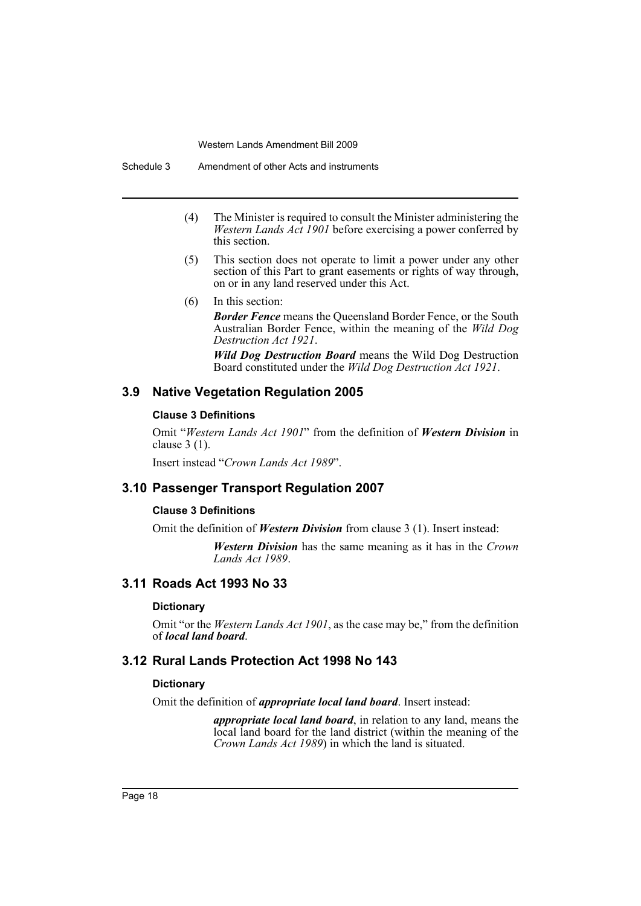(4) The Minister is required to consult the Minister administering the *Western Lands Act 1901* before exercising a power conferred by this section.

(5) This section does not operate to limit a power under any other section of this Part to grant easements or rights of way through, on or in any land reserved under this Act.

(6) In this section:

***Border Fence*** means the Queensland Border Fence, or the South Australian Border Fence, within the meaning of the *Wild Dog Destruction Act 1921*.

***Wild Dog Destruction Board*** means the Wild Dog Destruction Board constituted under the *Wild Dog Destruction Act 1921*.

## 3.9 Native Vegetation Regulation 2005

### Clause 3 Definitions

Omit "*Western Lands Act 1901*" from the definition of ***Western Division*** in clause 3 (1).

Insert instead "*Crown Lands Act 1989*".

## 3.10 Passenger Transport Regulation 2007

### Clause 3 Definitions

Omit the definition of ***Western Division*** from clause 3 (1). Insert instead:

> ***Western Division*** has the same meaning as it has in the *Crown Lands Act 1989*.

## 3.11 Roads Act 1993 No 33

### Dictionary

Omit "or the *Western Lands Act 1901*, as the case may be," from the definition of ***local land board***.

## 3.12 Rural Lands Protection Act 1998 No 143

### Dictionary

Omit the definition of ***appropriate local land board***. Insert instead:

> ***appropriate local land board***, in relation to any land, means the local land board for the land district (within the meaning of the *Crown Lands Act 1989*) in which the land is situated.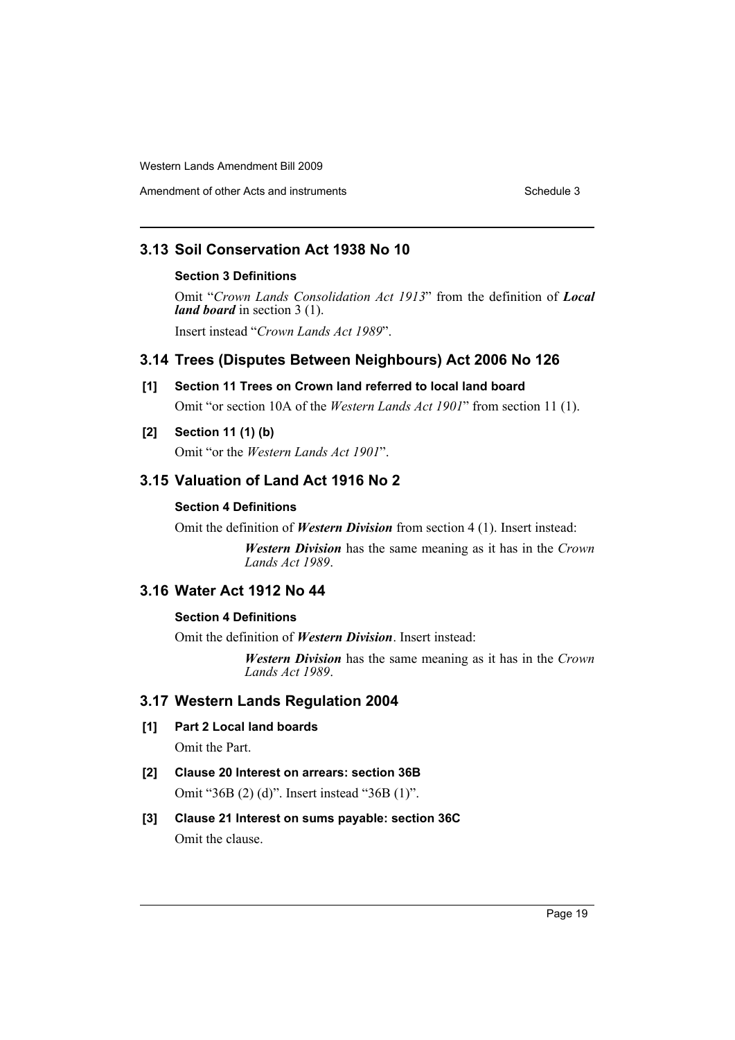## 3.13 Soil Conservation Act 1938 No 10

### Section 3 Definitions

Omit "*Crown Lands Consolidation Act 1913*" from the definition of ***Local land board*** in section 3 (1).

Insert instead "*Crown Lands Act 1989*".

## 3.14 Trees (Disputes Between Neighbours) Act 2006 No 126

**[1] Section 11 Trees on Crown land referred to local land board**

Omit "or section 10A of the *Western Lands Act 1901*" from section 11 (1).

**[2] Section 11 (1) (b)**

Omit "or the *Western Lands Act 1901*".

## 3.15 Valuation of Land Act 1916 No 2

### Section 4 Definitions

Omit the definition of ***Western Division*** from section 4 (1). Insert instead:

> ***Western Division*** has the same meaning as it has in the *Crown Lands Act 1989*.

## 3.16 Water Act 1912 No 44

### Section 4 Definitions

Omit the definition of ***Western Division***. Insert instead:

> ***Western Division*** has the same meaning as it has in the *Crown Lands Act 1989*.

## 3.17 Western Lands Regulation 2004

**[1] Part 2 Local land boards**

Omit the Part.

**[2] Clause 20 Interest on arrears: section 36B**

Omit "36B (2) (d)". Insert instead "36B (1)".

**[3] Clause 21 Interest on sums payable: section 36C**

Omit the clause.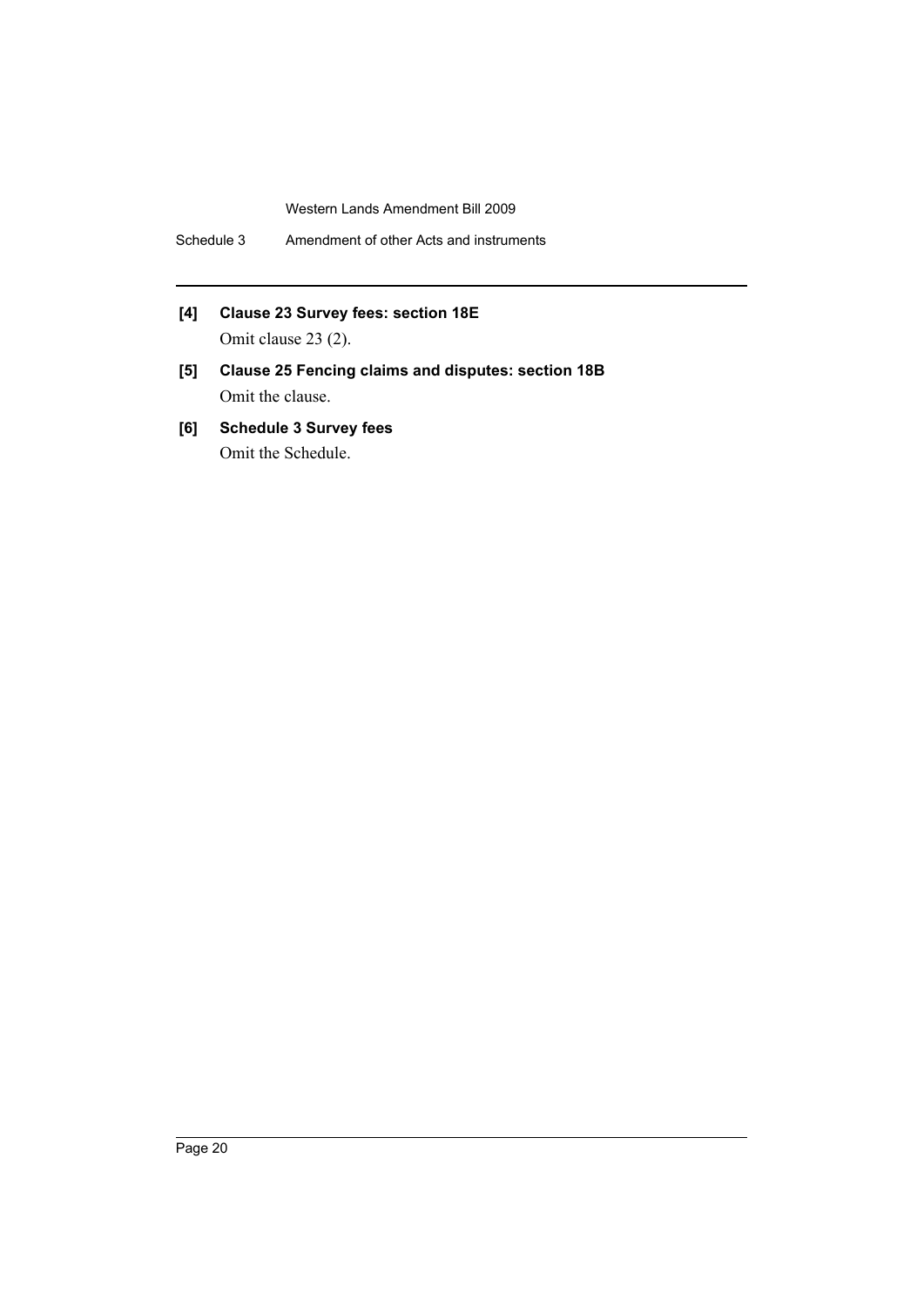**[4] Clause 23 Survey fees: section 18E**

Omit clause 23 (2).

**[5] Clause 25 Fencing claims and disputes: section 18B**

Omit the clause.

**[6] Schedule 3 Survey fees**

Omit the Schedule.